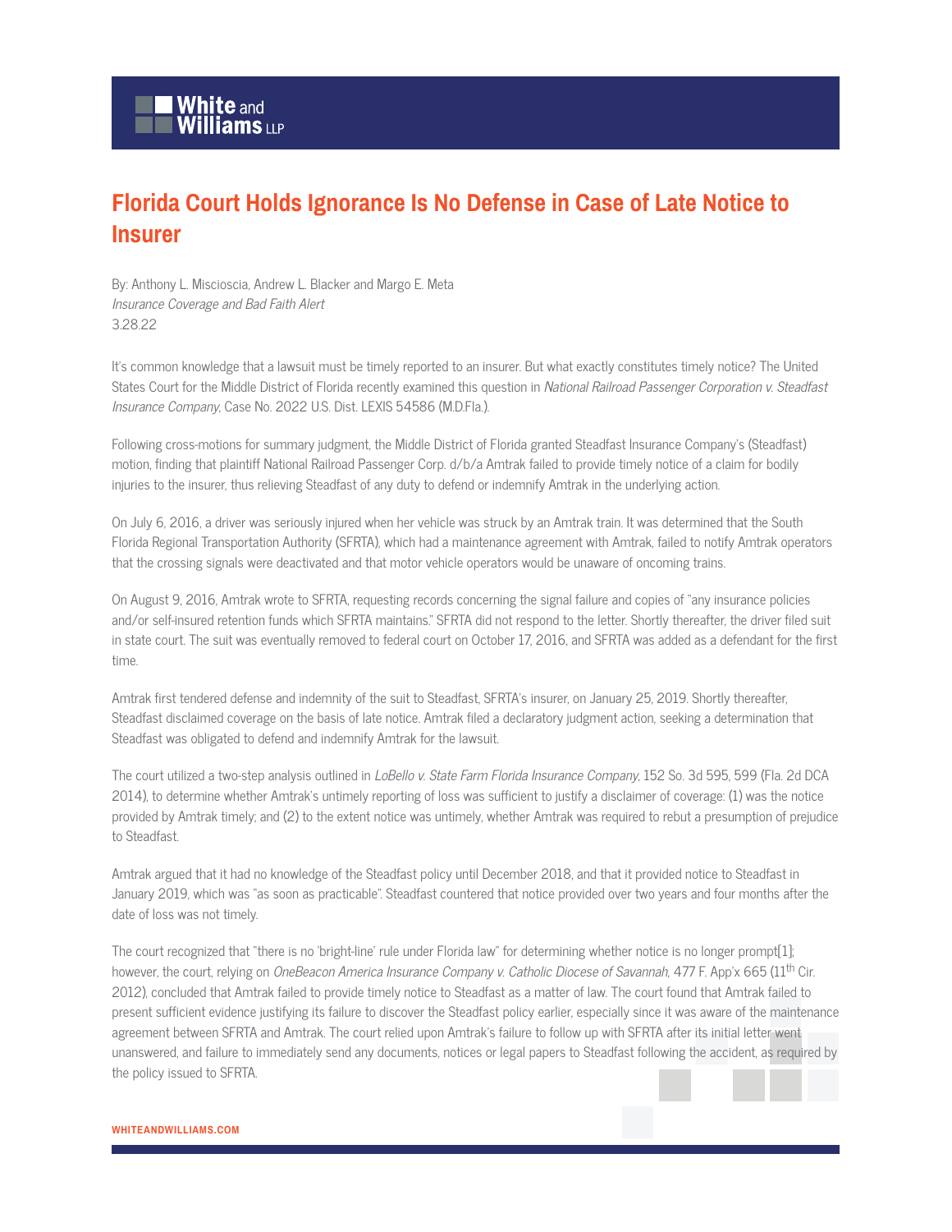# Florida Court Holds Ignorance Is No Defense in Case of Late Notice to Insurer

By: Anthony L. Miscioscia, Andrew L. Blacker and Margo E. Meta
*Insurance Coverage and Bad Faith Alert*
3.28.22

It's common knowledge that a lawsuit must be timely reported to an insurer. But what exactly constitutes timely notice? The United States Court for the Middle District of Florida recently examined this question in *National Railroad Passenger Corporation v. Steadfast Insurance Company*, Case No. 2022 U.S. Dist. LEXIS 54586 (M.D.Fla.).

Following cross-motions for summary judgment, the Middle District of Florida granted Steadfast Insurance Company's (Steadfast) motion, finding that plaintiff National Railroad Passenger Corp. d/b/a Amtrak failed to provide timely notice of a claim for bodily injuries to the insurer, thus relieving Steadfast of any duty to defend or indemnify Amtrak in the underlying action.

On July 6, 2016, a driver was seriously injured when her vehicle was struck by an Amtrak train. It was determined that the South Florida Regional Transportation Authority (SFRTA), which had a maintenance agreement with Amtrak, failed to notify Amtrak operators that the crossing signals were deactivated and that motor vehicle operators would be unaware of oncoming trains.

On August 9, 2016, Amtrak wrote to SFRTA, requesting records concerning the signal failure and copies of "any insurance policies and/or self-insured retention funds which SFRTA maintains." SFRTA did not respond to the letter. Shortly thereafter, the driver filed suit in state court. The suit was eventually removed to federal court on October 17, 2016, and SFRTA was added as a defendant for the first time.

Amtrak first tendered defense and indemnity of the suit to Steadfast, SFRTA's insurer, on January 25, 2019. Shortly thereafter, Steadfast disclaimed coverage on the basis of late notice. Amtrak filed a declaratory judgment action, seeking a determination that Steadfast was obligated to defend and indemnify Amtrak for the lawsuit.

The court utilized a two-step analysis outlined in *LoBello v. State Farm Florida Insurance Company*, 152 So. 3d 595, 599 (Fla. 2d DCA 2014), to determine whether Amtrak's untimely reporting of loss was sufficient to justify a disclaimer of coverage: (1) was the notice provided by Amtrak timely; and (2) to the extent notice was untimely, whether Amtrak was required to rebut a presumption of prejudice to Steadfast.

Amtrak argued that it had no knowledge of the Steadfast policy until December 2018, and that it provided notice to Steadfast in January 2019, which was "as soon as practicable". Steadfast countered that notice provided over two years and four months after the date of loss was not timely.

The court recognized that "there is no 'bright-line' rule under Florida law" for determining whether notice is no longer prompt[1]; however, the court, relying on *OneBeacon America Insurance Company v. Catholic Diocese of Savannah*, 477 F. App'x 665 (11th Cir. 2012), concluded that Amtrak failed to provide timely notice to Steadfast as a matter of law. The court found that Amtrak failed to present sufficient evidence justifying its failure to discover the Steadfast policy earlier, especially since it was aware of the maintenance agreement between SFRTA and Amtrak. The court relied upon Amtrak's failure to follow up with SFRTA after its initial letter went unanswered, and failure to immediately send any documents, notices or legal papers to Steadfast following the accident, as required by the policy issued to SFRTA.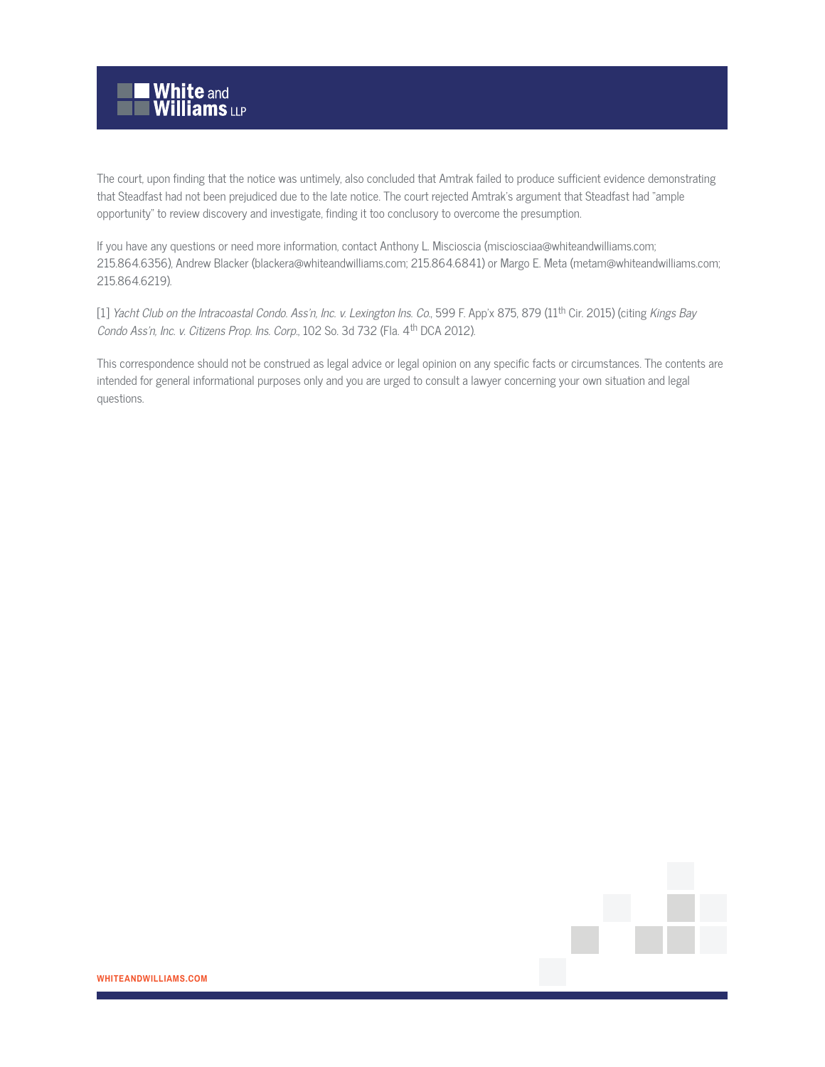The court, upon finding that the notice was untimely, also concluded that Amtrak failed to produce sufficient evidence demonstrating that Steadfast had not been prejudiced due to the late notice. The court rejected Amtrak's argument that Steadfast had "ample opportunity" to review discovery and investigate, finding it too conclusory to overcome the presumption.

If you have any questions or need more information, contact Anthony L. Miscioscia (misciosciaa@whiteandwilliams.com; 215.864.6356), Andrew Blacker (blackera@whiteandwilliams.com; 215.864.6841) or Margo E. Meta (metam@whiteandwilliams.com; 215.864.6219).

[1] *Yacht Club on the Intracoastal Condo. Ass'n, Inc. v. Lexington Ins. Co.*, 599 F. App'x 875, 879 (11th Cir. 2015) (citing *Kings Bay Condo Ass'n, Inc. v. Citizens Prop. Ins. Corp.*, 102 So. 3d 732 (Fla. 4th DCA 2012).

This correspondence should not be construed as legal advice or legal opinion on any specific facts or circumstances. The contents are intended for general informational purposes only and you are urged to consult a lawyer concerning your own situation and legal questions.